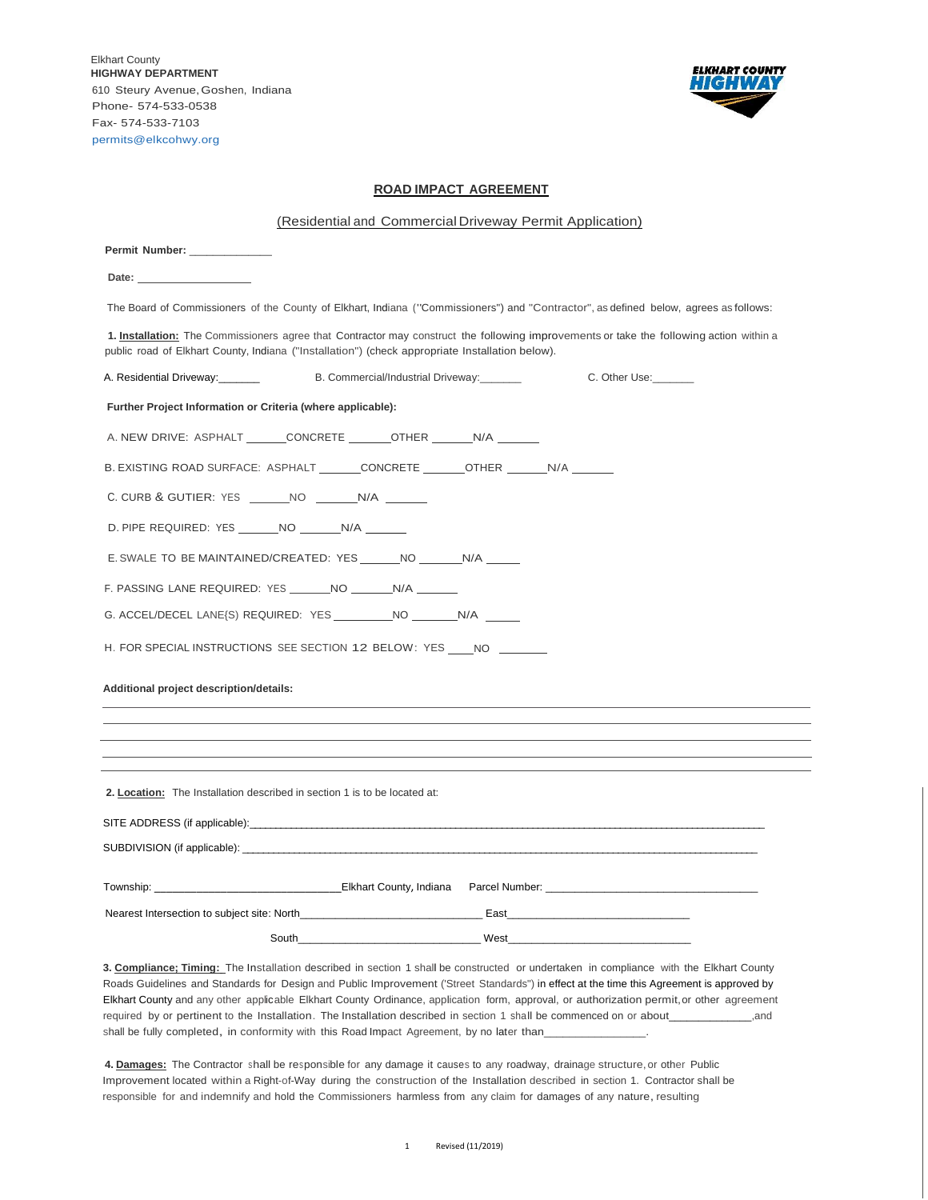Elkhart County
**HIGHWAY DEPARTMENT**
610 Steury Avenue, Goshen, Indiana
Phone- 574-533-0538
Fax- 574-533-7103
permits@elkcohwy.org

## ROAD IMPACT AGREEMENT

(Residential and Commercial Driveway Permit Application)

**Permit Number:** _____________

**Date:** __________________

The Board of Commissioners of the County of Elkhart, Indiana ("Commissioners") and "Contractor", as defined below, agrees as follows:

**1. Installation:** The Commissioners agree that Contractor may construct the following improvements or take the following action within a public road of Elkhart County, Indiana ("Installation") (check appropriate Installation below).

A. Residential Driveway:_______ B. Commercial/Industrial Driveway:_______ C. Other Use:_______

**Further Project Information or Criteria (where applicable):**

A. NEW DRIVE: ASPHALT ______CONCRETE ______OTHER ______N/A ______

B. EXISTING ROAD SURFACE: ASPHALT ______CONCRETE ______OTHER ______N/A ______

C. CURB & GUTIER: YES ______NO ______N/A ______

D. PIPE REQUIRED: YES ______NO ______N/A ______

E. SWALE TO BE MAINTAINED/CREATED: YES ______NO ______N/A _____

F. PASSING LANE REQUIRED: YES ______NO ______N/A ______

G. ACCEL/DECEL LANE(S) REQUIRED: YES _________NO _______N/A _____

H. FOR SPECIAL INSTRUCTIONS SEE SECTION 12 BELOW: YES ____NO _______

**Additional project description/details:**

______________________________________________________________________________

______________________________________________________________________________

______________________________________________________________________________

______________________________________________________________________________

**2. Location:** The Installation described in section 1 is to be located at:

SITE ADDRESS (if applicable):______________________________________________________________________________

SUBDIVISION (if applicable): ______________________________________________________________________________

Township: ______________________________Elkhart County, Indiana Parcel Number: __________________________________

Nearest Intersection to subject site: North_____________________________ East_____________________________

South_____________________________ West_____________________________

**3. Compliance; Timing:** The Installation described in section 1 shall be constructed or undertaken in compliance with the Elkhart County Roads Guidelines and Standards for Design and Public Improvement ('Street Standards") in effect at the time this Agreement is approved by Elkhart County and any other applicable Elkhart County Ordinance, application form, approval, or authorization permit, or other agreement required by or pertinent to the Installation. The Installation described in section 1 shall be commenced on or about_____________,and shall be fully completed, in conformity with this Road Impact Agreement, by no later than________________.

**4. Damages:** The Contractor shall be responsible for any damage it causes to any roadway, drainage structure, or other Public Improvement located within a Right-of-Way during the construction of the Installation described in section 1. Contractor shall be responsible for and indemnify and hold the Commissioners harmless from any claim for damages of any nature, resulting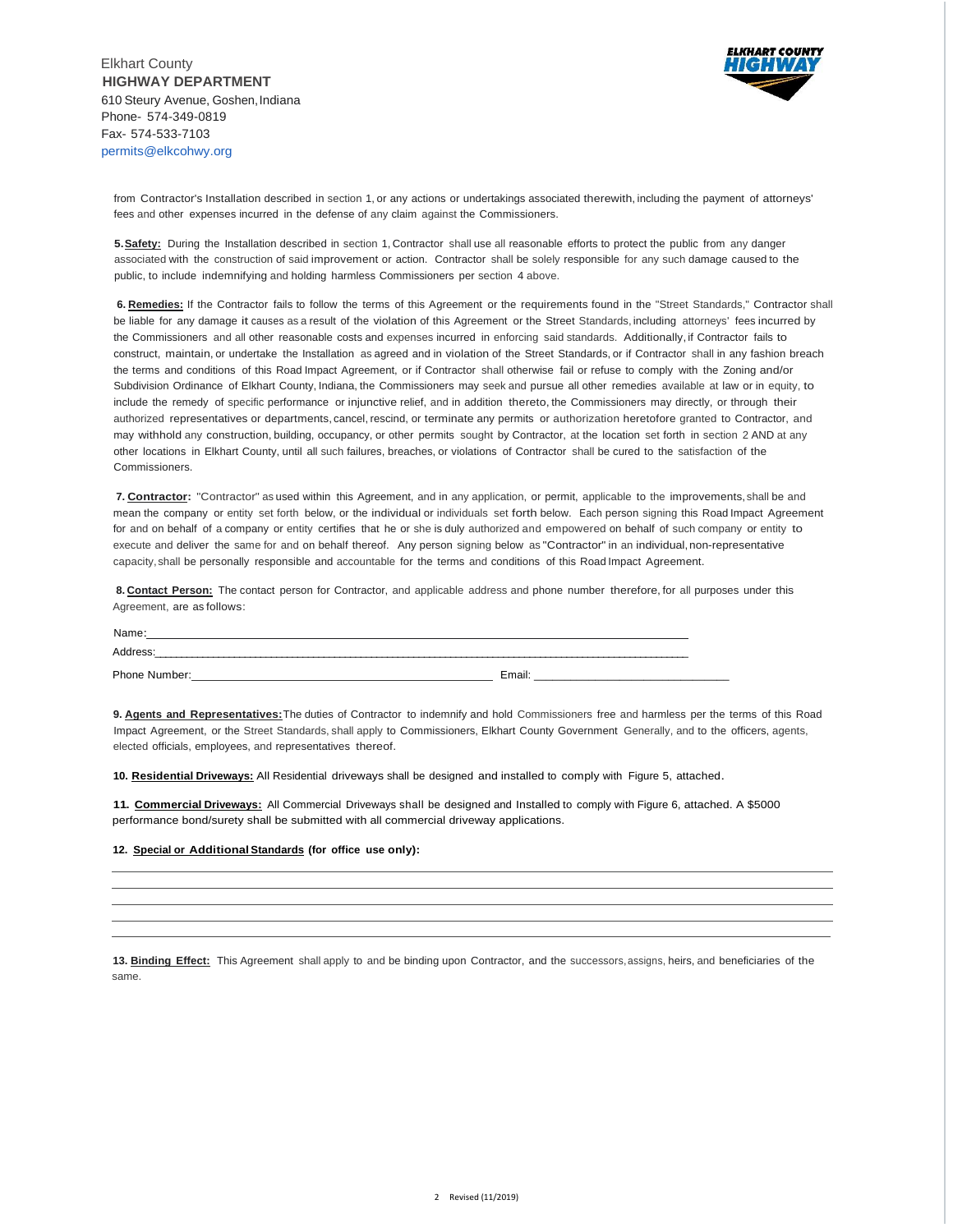Elkhart County
**HIGHWAY DEPARTMENT**
610 Steury Avenue, Goshen, Indiana
Phone- 574-349-0819
Fax- 574-533-7103
permits@elkcohwy.org

from Contractor's Installation described in section 1, or any actions or undertakings associated therewith, including the payment of attorneys' fees and other expenses incurred in the defense of any claim against the Commissioners.

**5. Safety:** During the Installation described in section 1, Contractor shall use all reasonable efforts to protect the public from any danger associated with the construction of said improvement or action. Contractor shall be solely responsible for any such damage caused to the public, to include indemnifying and holding harmless Commissioners per section 4 above.

**6. Remedies:** If the Contractor fails to follow the terms of this Agreement or the requirements found in the "Street Standards," Contractor shall be liable for any damage it causes as a result of the violation of this Agreement or the Street Standards, including attorneys' fees incurred by the Commissioners and all other reasonable costs and expenses incurred in enforcing said standards. Additionally, if Contractor fails to construct, maintain, or undertake the Installation as agreed and in violation of the Street Standards, or if Contractor shall in any fashion breach the terms and conditions of this Road Impact Agreement, or if Contractor shall otherwise fail or refuse to comply with the Zoning and/or Subdivision Ordinance of Elkhart County, Indiana, the Commissioners may seek and pursue all other remedies available at law or in equity, to include the remedy of specific performance or injunctive relief, and in addition thereto, the Commissioners may directly, or through their authorized representatives or departments, cancel, rescind, or terminate any permits or authorization heretofore granted to Contractor, and may withhold any construction, building, occupancy, or other permits sought by Contractor, at the location set forth in section 2 AND at any other locations in Elkhart County, until all such failures, breaches, or violations of Contractor shall be cured to the satisfaction of the Commissioners.

**7. Contractor:** "Contractor" as used within this Agreement, and in any application, or permit, applicable to the improvements, shall be and mean the company or entity set forth below, or the individual or individuals set forth below. Each person signing this Road Impact Agreement for and on behalf of a company or entity certifies that he or she is duly authorized and empowered on behalf of such company or entity to execute and deliver the same for and on behalf thereof. Any person signing below as "Contractor" in an individual, non-representative capacity, shall be personally responsible and accountable for the terms and conditions of this Road Impact Agreement.

**8. Contact Person:** The contact person for Contractor, and applicable address and phone number therefore, for all purposes under this Agreement, are as follows:

Name: ____________________________________________

Address: __________________________________________

Phone Number: ______________________________ Email: ______________________

**9. Agents and Representatives:** The duties of Contractor to indemnify and hold Commissioners free and harmless per the terms of this Road Impact Agreement, or the Street Standards, shall apply to Commissioners, Elkhart County Government Generally, and to the officers, agents, elected officials, employees, and representatives thereof.

**10. Residential Driveways:** All Residential driveways shall be designed and installed to comply with Figure 5, attached.

**11. Commercial Driveways:** All Commercial Driveways shall be designed and Installed to comply with Figure 6, attached. A $5000 performance bond/surety shall be submitted with all commercial driveway applications.

**12. Special or Additional Standards (for office use only):**

______________________________________________________________________

______________________________________________________________________

______________________________________________________________________

______________________________________________________________________

______________________________________________________________________

**13. Binding Effect:** This Agreement shall apply to and be binding upon Contractor, and the successors, assigns, heirs, and beneficiaries of the same.

Revised (11/2019)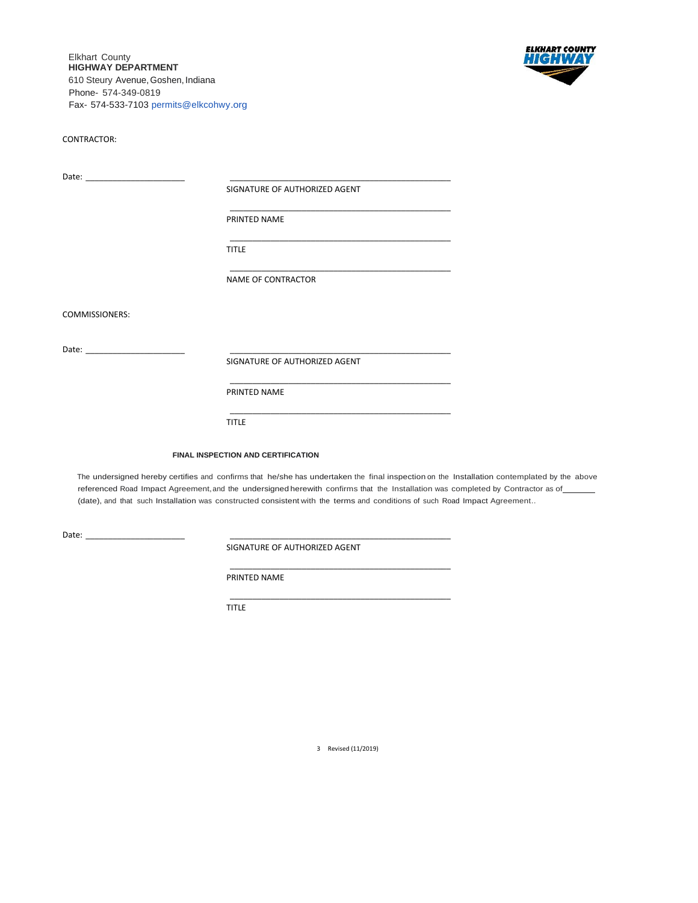Elkhart County
**HIGHWAY DEPARTMENT**
610 Steury Avenue, Goshen, Indiana
Phone- 574-349-0819
Fax- 574-533-7103 permits@elkcohwy.org

CONTRACTOR:

Date: ______________________ ________________________________________________

SIGNATURE OF AUTHORIZED AGENT

________________________________________________

PRINTED NAME

________________________________________________

TITLE

________________________________________________

NAME OF CONTRACTOR

COMMISSIONERS:

Date: ______________________ ________________________________________________

SIGNATURE OF AUTHORIZED AGENT

________________________________________________

PRINTED NAME

________________________________________________

TITLE

**FINAL INSPECTION AND CERTIFICATION**

The undersigned hereby certifies and confirms that he/she has undertaken the final inspection on the Installation contemplated by the above referenced Road Impact Agreement, and the undersigned herewith confirms that the Installation was completed by Contractor as of_______ (date), and that such Installation was constructed consistent with the terms and conditions of such Road Impact Agreement..

Date: ______________________ ________________________________________________

SIGNATURE OF AUTHORIZED AGENT

________________________________________________

PRINTED NAME

________________________________________________

TITLE

Revised (11/2019)